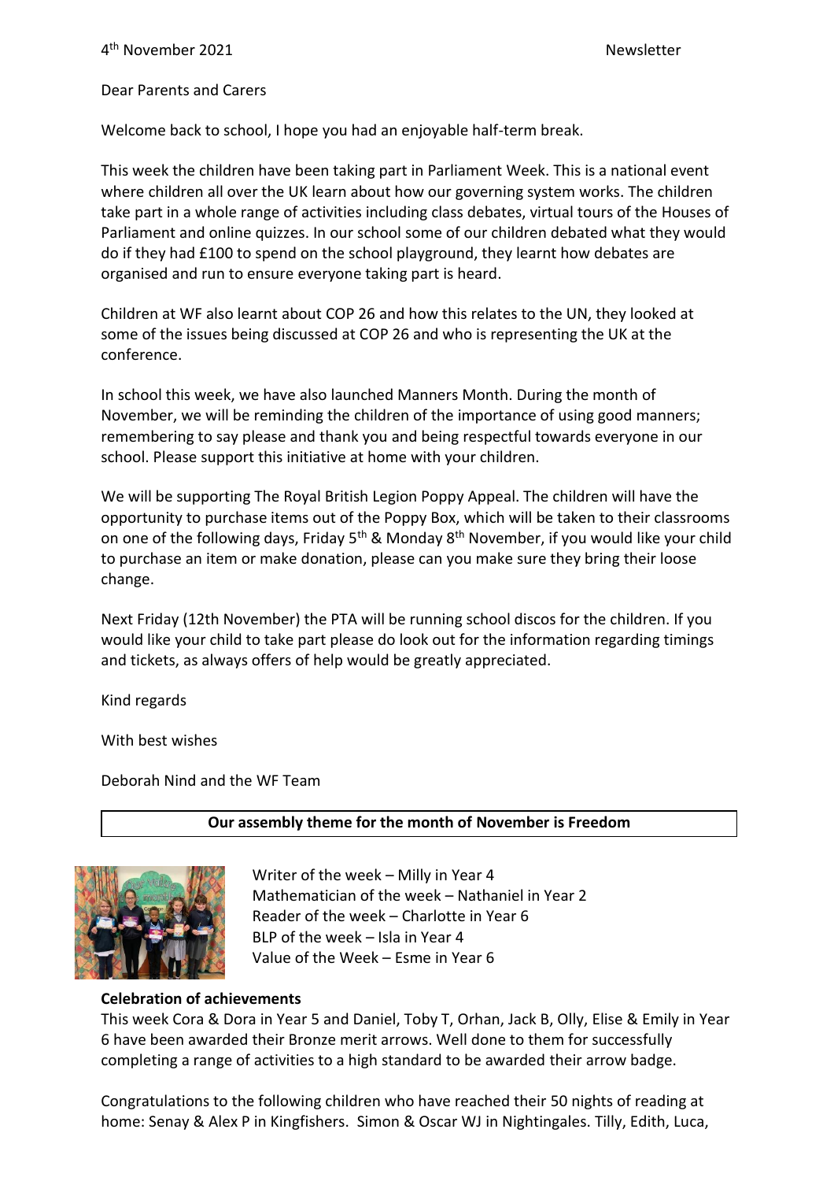4th November 2021 Newsletter

Dear Parents and Carers

Welcome back to school, I hope you had an enjoyable half-term break.

This week the children have been taking part in Parliament Week. This is a national event where children all over the UK learn about how our governing system works. The children take part in a whole range of activities including class debates, virtual tours of the Houses of Parliament and online quizzes. In our school some of our children debated what they would do if they had £100 to spend on the school playground, they learnt how debates are organised and run to ensure everyone taking part is heard.

Children at WF also learnt about COP 26 and how this relates to the UN, they looked at some of the issues being discussed at COP 26 and who is representing the UK at the conference.

In school this week, we have also launched Manners Month. During the month of November, we will be reminding the children of the importance of using good manners; remembering to say please and thank you and being respectful towards everyone in our school. Please support this initiative at home with your children.

We will be supporting The Royal British Legion Poppy Appeal. The children will have the opportunity to purchase items out of the Poppy Box, which will be taken to their classrooms on one of the following days, Friday 5th & Monday 8th November, if you would like your child to purchase an item or make donation, please can you make sure they bring their loose change.

Next Friday (12th November) the PTA will be running school discos for the children. If you would like your child to take part please do look out for the information regarding timings and tickets, as always offers of help would be greatly appreciated.

Kind regards

With best wishes

Deborah Nind and the WF Team

**Our assembly theme for the month of November is Freedom**

Writer of the week – Milly in Year 4
Mathematician of the week – Nathaniel in Year 2
Reader of the week – Charlotte in Year 6
BLP of the week – Isla in Year 4
Value of the Week – Esme in Year 6

**Celebration of achievements**

This week Cora & Dora in Year 5 and Daniel, Toby T, Orhan, Jack B, Olly, Elise & Emily in Year 6 have been awarded their Bronze merit arrows. Well done to them for successfully completing a range of activities to a high standard to be awarded their arrow badge.

Congratulations to the following children who have reached their 50 nights of reading at home: Senay & Alex P in Kingfishers. Simon & Oscar WJ in Nightingales. Tilly, Edith, Luca,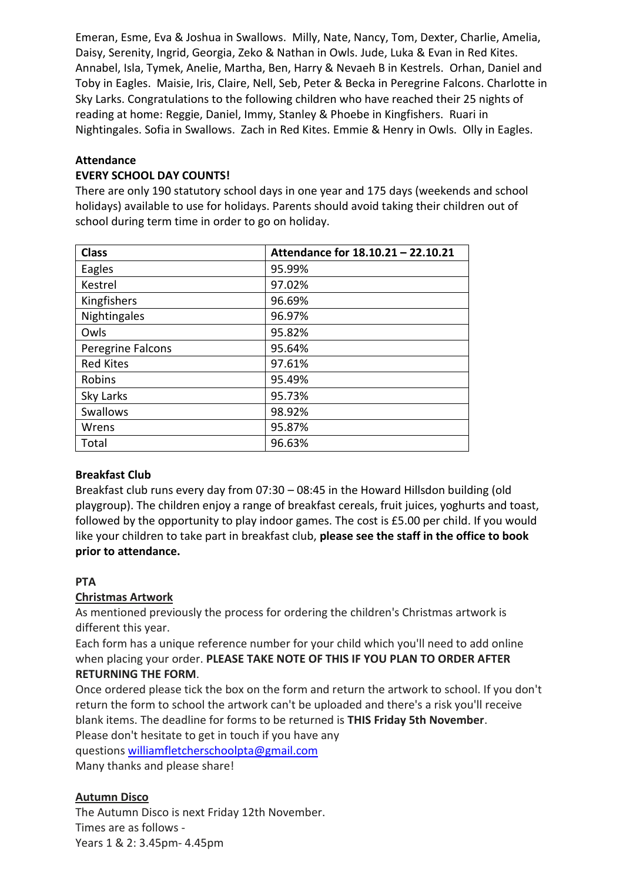Emeran, Esme, Eva & Joshua in Swallows. Milly, Nate, Nancy, Tom, Dexter, Charlie, Amelia, Daisy, Serenity, Ingrid, Georgia, Zeko & Nathan in Owls. Jude, Luka & Evan in Red Kites. Annabel, Isla, Tymek, Anelie, Martha, Ben, Harry & Nevaeh B in Kestrels. Orhan, Daniel and Toby in Eagles. Maisie, Iris, Claire, Nell, Seb, Peter & Becka in Peregrine Falcons. Charlotte in Sky Larks. Congratulations to the following children who have reached their 25 nights of reading at home: Reggie, Daniel, Immy, Stanley & Phoebe in Kingfishers. Ruari in Nightingales. Sofia in Swallows. Zach in Red Kites. Emmie & Henry in Owls. Olly in Eagles.

**Attendance**

**EVERY SCHOOL DAY COUNTS!**

There are only 190 statutory school days in one year and 175 days (weekends and school holidays) available to use for holidays. Parents should avoid taking their children out of school during term time in order to go on holiday.

| Class | Attendance for 18.10.21 – 22.10.21 |
|---|---|
| Eagles | 95.99% |
| Kestrel | 97.02% |
| Kingfishers | 96.69% |
| Nightingales | 96.97% |
| Owls | 95.82% |
| Peregrine Falcons | 95.64% |
| Red Kites | 97.61% |
| Robins | 95.49% |
| Sky Larks | 95.73% |
| Swallows | 98.92% |
| Wrens | 95.87% |
| Total | 96.63% |

**Breakfast Club**

Breakfast club runs every day from 07:30 – 08:45 in the Howard Hillsdon building (old playgroup). The children enjoy a range of breakfast cereals, fruit juices, yoghurts and toast, followed by the opportunity to play indoor games. The cost is £5.00 per child. If you would like your children to take part in breakfast club, **please see the staff in the office to book prior to attendance.**

**PTA**

**Christmas Artwork**

As mentioned previously the process for ordering the children's Christmas artwork is different this year.

Each form has a unique reference number for your child which you'll need to add online when placing your order. **PLEASE TAKE NOTE OF THIS IF YOU PLAN TO ORDER AFTER RETURNING THE FORM**.

Once ordered please tick the box on the form and return the artwork to school. If you don't return the form to school the artwork can't be uploaded and there's a risk you'll receive blank items. The deadline for forms to be returned is **THIS Friday 5th November**.

Please don't hesitate to get in touch if you have any questions williamfletcherschoolpta@gmail.com

Many thanks and please share!

**Autumn Disco**

The Autumn Disco is next Friday 12th November.

Times are as follows -

Years 1 & 2: 3.45pm- 4.45pm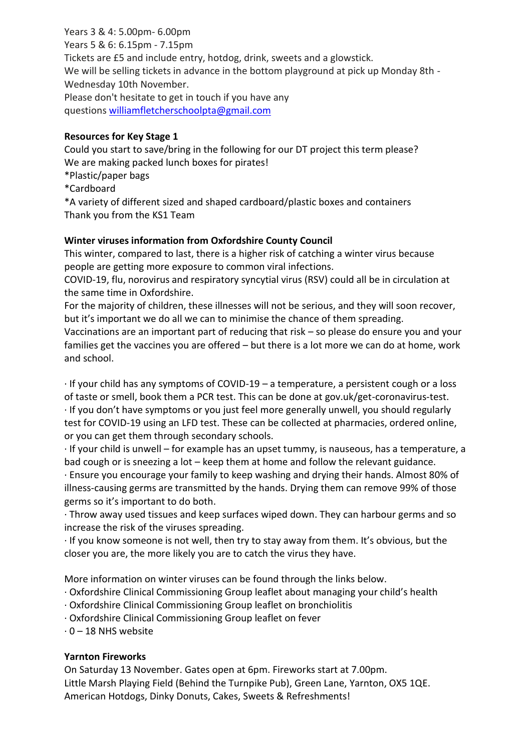Years 3 & 4: 5.00pm- 6.00pm
Years 5 & 6: 6.15pm - 7.15pm
Tickets are £5 and include entry, hotdog, drink, sweets and a glowstick.
We will be selling tickets in advance in the bottom playground at pick up Monday 8th - Wednesday 10th November.
Please don't hesitate to get in touch if you have any questions williamfletcherschoolpta@gmail.com

**Resources for Key Stage 1**

Could you start to save/bring in the following for our DT project this term please?
We are making packed lunch boxes for pirates!
*Plastic/paper bags
*Cardboard
*A variety of different sized and shaped cardboard/plastic boxes and containers
Thank you from the KS1 Team

**Winter viruses information from Oxfordshire County Council**

This winter, compared to last, there is a higher risk of catching a winter virus because people are getting more exposure to common viral infections.
COVID-19, flu, norovirus and respiratory syncytial virus (RSV) could all be in circulation at the same time in Oxfordshire.
For the majority of children, these illnesses will not be serious, and they will soon recover, but it's important we do all we can to minimise the chance of them spreading.
Vaccinations are an important part of reducing that risk – so please do ensure you and your families get the vaccines you are offered – but there is a lot more we can do at home, work and school.

· If your child has any symptoms of COVID-19 – a temperature, a persistent cough or a loss of taste or smell, book them a PCR test. This can be done at gov.uk/get-coronavirus-test.
· If you don't have symptoms or you just feel more generally unwell, you should regularly test for COVID-19 using an LFD test. These can be collected at pharmacies, ordered online, or you can get them through secondary schools.
· If your child is unwell – for example has an upset tummy, is nauseous, has a temperature, a bad cough or is sneezing a lot – keep them at home and follow the relevant guidance.
· Ensure you encourage your family to keep washing and drying their hands. Almost 80% of illness-causing germs are transmitted by the hands. Drying them can remove 99% of those germs so it's important to do both.
· Throw away used tissues and keep surfaces wiped down. They can harbour germs and so increase the risk of the viruses spreading.
· If you know someone is not well, then try to stay away from them. It's obvious, but the closer you are, the more likely you are to catch the virus they have.

More information on winter viruses can be found through the links below.
· Oxfordshire Clinical Commissioning Group leaflet about managing your child's health
· Oxfordshire Clinical Commissioning Group leaflet on bronchiolitis
· Oxfordshire Clinical Commissioning Group leaflet on fever
· 0 – 18 NHS website

**Yarnton Fireworks**

On Saturday 13 November. Gates open at 6pm. Fireworks start at 7.00pm.
Little Marsh Playing Field (Behind the Turnpike Pub), Green Lane, Yarnton, OX5 1QE.
American Hotdogs, Dinky Donuts, Cakes, Sweets & Refreshments!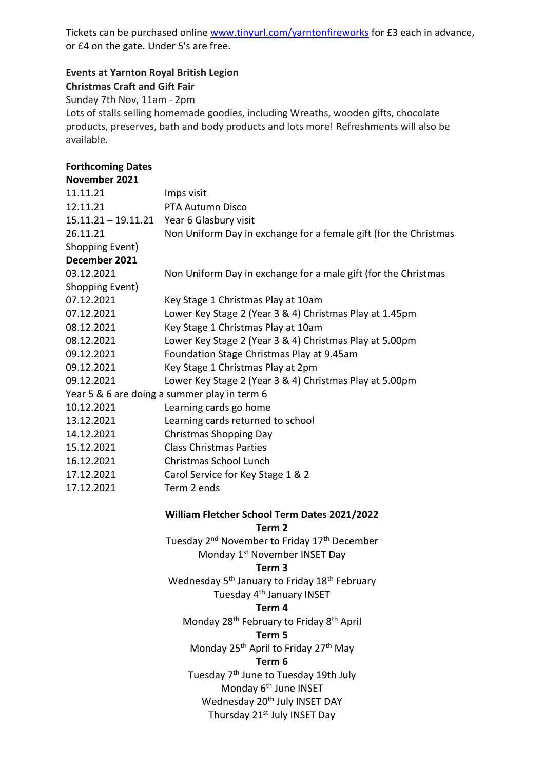Tickets can be purchased online www.tinyurl.com/yarntonfireworks for £3 each in advance, or £4 on the gate. Under 5's are free.

**Events at Yarnton Royal British Legion**

**Christmas Craft and Gift Fair**

Sunday 7th Nov, 11am - 2pm

Lots of stalls selling homemade goodies, including Wreaths, wooden gifts, chocolate products, preserves, bath and body products and lots more! Refreshments will also be available.

**Forthcoming Dates**

**November 2021**

| | |
|---|---|
| 11.11.21 | Imps visit |
| 12.11.21 | PTA Autumn Disco |
| 15.11.21 – 19.11.21 | Year 6 Glasbury visit |
| 26.11.21 | Non Uniform Day in exchange for a female gift (for the Christmas Shopping Event) |

**December 2021**

| | |
|---|---|
| 03.12.2021 | Non Uniform Day in exchange for a male gift (for the Christmas Shopping Event) |
| 07.12.2021 | Key Stage 1 Christmas Play at 10am |
| 07.12.2021 | Lower Key Stage 2 (Year 3 & 4) Christmas Play at 1.45pm |
| 08.12.2021 | Key Stage 1 Christmas Play at 10am |
| 08.12.2021 | Lower Key Stage 2 (Year 3 & 4) Christmas Play at 5.00pm |
| 09.12.2021 | Foundation Stage Christmas Play at 9.45am |
| 09.12.2021 | Key Stage 1 Christmas Play at 2pm |
| 09.12.2021 | Lower Key Stage 2 (Year 3 & 4) Christmas Play at 5.00pm |
| Year 5 & 6 are doing a summer play in term 6 | |
| 10.12.2021 | Learning cards go home |
| 13.12.2021 | Learning cards returned to school |
| 14.12.2021 | Christmas Shopping Day |
| 15.12.2021 | Class Christmas Parties |
| 16.12.2021 | Christmas School Lunch |
| 17.12.2021 | Carol Service for Key Stage 1 & 2 |
| 17.12.2021 | Term 2 ends |

**William Fletcher School Term Dates 2021/2022**

**Term 2**

Tuesday 2nd November to Friday 17th December

Monday 1st November INSET Day

**Term 3**

Wednesday 5th January to Friday 18th February

Tuesday 4th January INSET

**Term 4**

Monday 28th February to Friday 8th April

**Term 5**

Monday 25th April to Friday 27th May

**Term 6**

Tuesday 7th June to Tuesday 19th July

Monday 6th June INSET

Wednesday 20th July INSET DAY

Thursday 21st July INSET Day